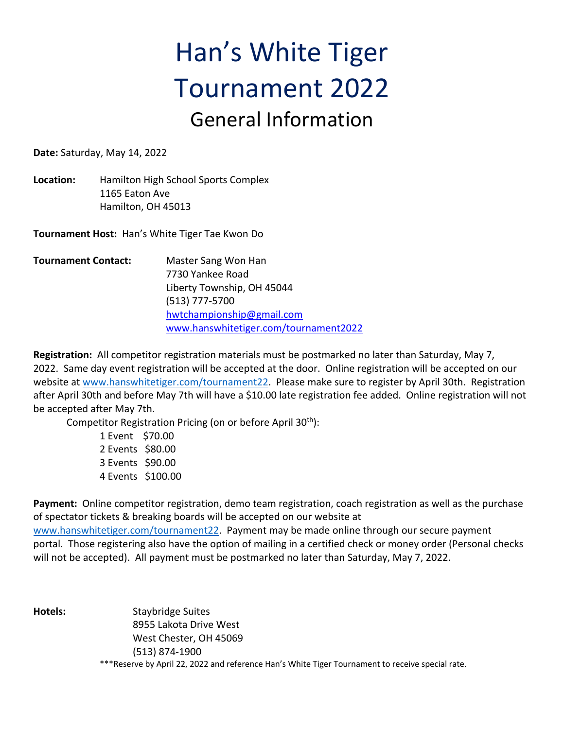# Han's White Tiger Tournament 2022

## General Information

**Date:** Saturday, May 14, 2022

**Location:** Hamilton High School Sports Complex
1165 Eaton Ave
Hamilton, OH 45013

**Tournament Host:** Han's White Tiger Tae Kwon Do

**Tournament Contact:** Master Sang Won Han
7730 Yankee Road
Liberty Township, OH 45044
(513) 777-5700
hwtchampionship@gmail.com
www.hanswhitetiger.com/tournament2022

**Registration:** All competitor registration materials must be postmarked no later than Saturday, May 7, 2022. Same day event registration will be accepted at the door. Online registration will be accepted on our website at www.hanswhitetiger.com/tournament22. Please make sure to register by April 30th. Registration after April 30th and before May 7th will have a $10.00 late registration fee added. Online registration will not be accepted after May 7th.

Competitor Registration Pricing (on or before April 30th):

- 1 Event $70.00
- 2 Events $80.00
- 3 Events $90.00
- 4 Events $100.00

**Payment:** Online competitor registration, demo team registration, coach registration as well as the purchase of spectator tickets & breaking boards will be accepted on our website at www.hanswhitetiger.com/tournament22. Payment may be made online through our secure payment portal. Those registering also have the option of mailing in a certified check or money order (Personal checks will not be accepted). All payment must be postmarked no later than Saturday, May 7, 2022.

**Hotels:** Staybridge Suites
8955 Lakota Drive West
West Chester, OH 45069
(513) 874-1900

***Reserve by April 22, 2022 and reference Han's White Tiger Tournament to receive special rate.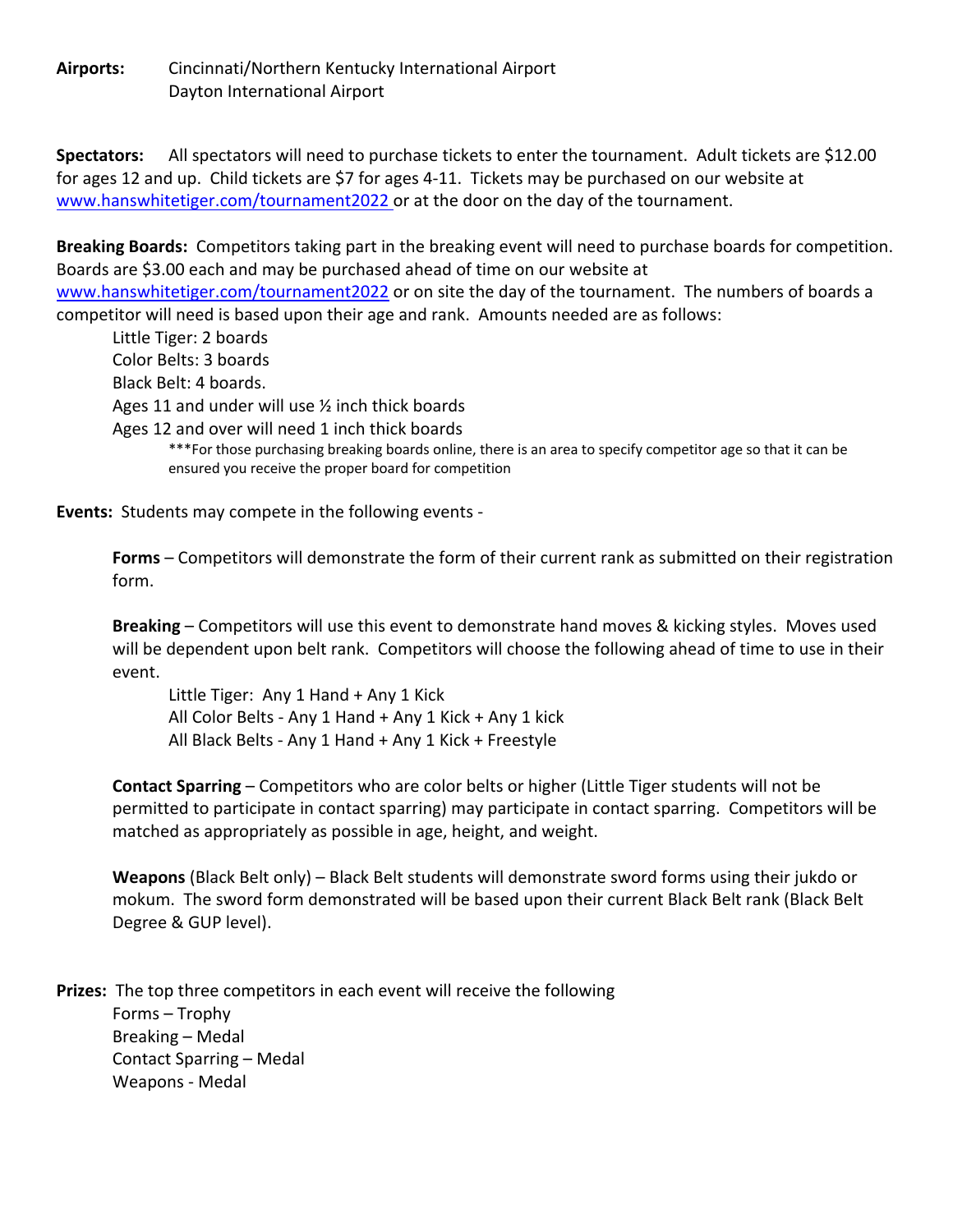**Airports:** Cincinnati/Northern Kentucky International Airport
Dayton International Airport

**Spectators:** All spectators will need to purchase tickets to enter the tournament. Adult tickets are $12.00 for ages 12 and up. Child tickets are $7 for ages 4-11. Tickets may be purchased on our website at www.hanswhitetiger.com/tournament2022 or at the door on the day of the tournament.

**Breaking Boards:** Competitors taking part in the breaking event will need to purchase boards for competition. Boards are $3.00 each and may be purchased ahead of time on our website at www.hanswhitetiger.com/tournament2022 or on site the day of the tournament. The numbers of boards a competitor will need is based upon their age and rank. Amounts needed are as follows:

- Little Tiger: 2 boards
- Color Belts: 3 boards
- Black Belt: 4 boards.
- Ages 11 and under will use ½ inch thick boards
- Ages 12 and over will need 1 inch thick boards

  ***For those purchasing breaking boards online, there is an area to specify competitor age so that it can be ensured you receive the proper board for competition

**Events:** Students may compete in the following events -

**Forms** – Competitors will demonstrate the form of their current rank as submitted on their registration form.

**Breaking** – Competitors will use this event to demonstrate hand moves & kicking styles. Moves used will be dependent upon belt rank. Competitors will choose the following ahead of time to use in their event.

- Little Tiger: Any 1 Hand + Any 1 Kick
- All Color Belts - Any 1 Hand + Any 1 Kick + Any 1 kick
- All Black Belts - Any 1 Hand + Any 1 Kick + Freestyle

**Contact Sparring** – Competitors who are color belts or higher (Little Tiger students will not be permitted to participate in contact sparring) may participate in contact sparring. Competitors will be matched as appropriately as possible in age, height, and weight.

**Weapons** (Black Belt only) – Black Belt students will demonstrate sword forms using their jukdo or mokum. The sword form demonstrated will be based upon their current Black Belt rank (Black Belt Degree & GUP level).

**Prizes:** The top three competitors in each event will receive the following

- Forms – Trophy
- Breaking – Medal
- Contact Sparring – Medal
- Weapons - Medal